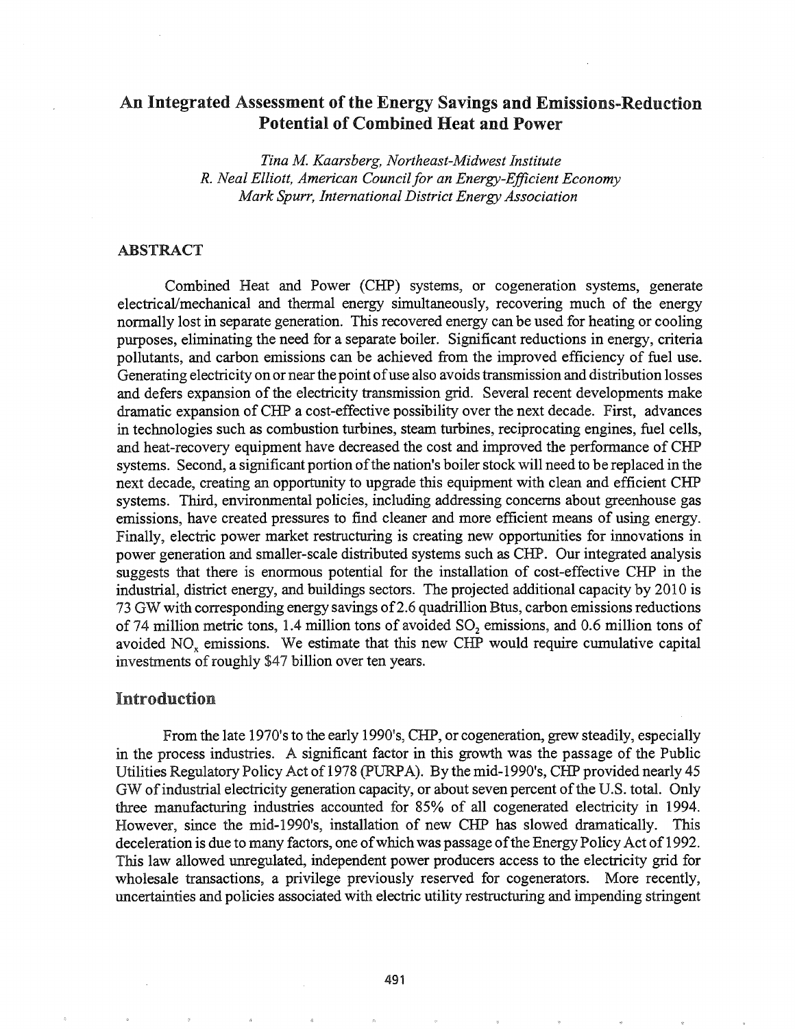# An Integrated Assessment of the Energy Savings and Emissions-Reduction Potential of Combined Heat and Power

*Tina M. Kaarsberg, Northeast-Midwest Institute*
*R. Neal Elliott, American Council for an Energy-Efficient Economy*
*Mark Spurr, International District Energy Association*

## ABSTRACT

Combined Heat and Power (CHP) systems, or cogeneration systems, generate electrical/mechanical and thermal energy simultaneously, recovering much of the energy normally lost in separate generation. This recovered energy can be used for heating or cooling purposes, eliminating the need for a separate boiler. Significant reductions in energy, criteria pollutants, and carbon emissions can be achieved from the improved efficiency of fuel use. Generating electricity on or near the point of use also avoids transmission and distribution losses and defers expansion of the electricity transmission grid. Several recent developments make dramatic expansion of CHP a cost-effective possibility over the next decade. First, advances in technologies such as combustion turbines, steam turbines, reciprocating engines, fuel cells, and heat-recovery equipment have decreased the cost and improved the performance of CHP systems. Second, a significant portion of the nation's boiler stock will need to be replaced in the next decade, creating an opportunity to upgrade this equipment with clean and efficient CHP systems. Third, environmental policies, including addressing concerns about greenhouse gas emissions, have created pressures to find cleaner and more efficient means of using energy. Finally, electric power market restructuring is creating new opportunities for innovations in power generation and smaller-scale distributed systems such as CHP. Our integrated analysis suggests that there is enormous potential for the installation of cost-effective CHP in the industrial, district energy, and buildings sectors. The projected additional capacity by 2010 is 73 GW with corresponding energy savings of 2.6 quadrillion Btus, carbon emissions reductions of 74 million metric tons, 1.4 million tons of avoided $SO_2$ emissions, and 0.6 million tons of avoided $NO_x$ emissions. We estimate that this new CHP would require cumulative capital investments of roughly $47 billion over ten years.

## Introduction

From the late 1970's to the early 1990's, CHP, or cogeneration, grew steadily, especially in the process industries. A significant factor in this growth was the passage of the Public Utilities Regulatory Policy Act of 1978 (PURPA). By the mid-1990's, CHP provided nearly 45 GW of industrial electricity generation capacity, or about seven percent of the U.S. total. Only three manufacturing industries accounted for 85% of all cogenerated electricity in 1994. However, since the mid-1990's, installation of new CHP has slowed dramatically. This deceleration is due to many factors, one of which was passage of the Energy Policy Act of 1992. This law allowed unregulated, independent power producers access to the electricity grid for wholesale transactions, a privilege previously reserved for cogenerators. More recently, uncertainties and policies associated with electric utility restructuring and impending stringent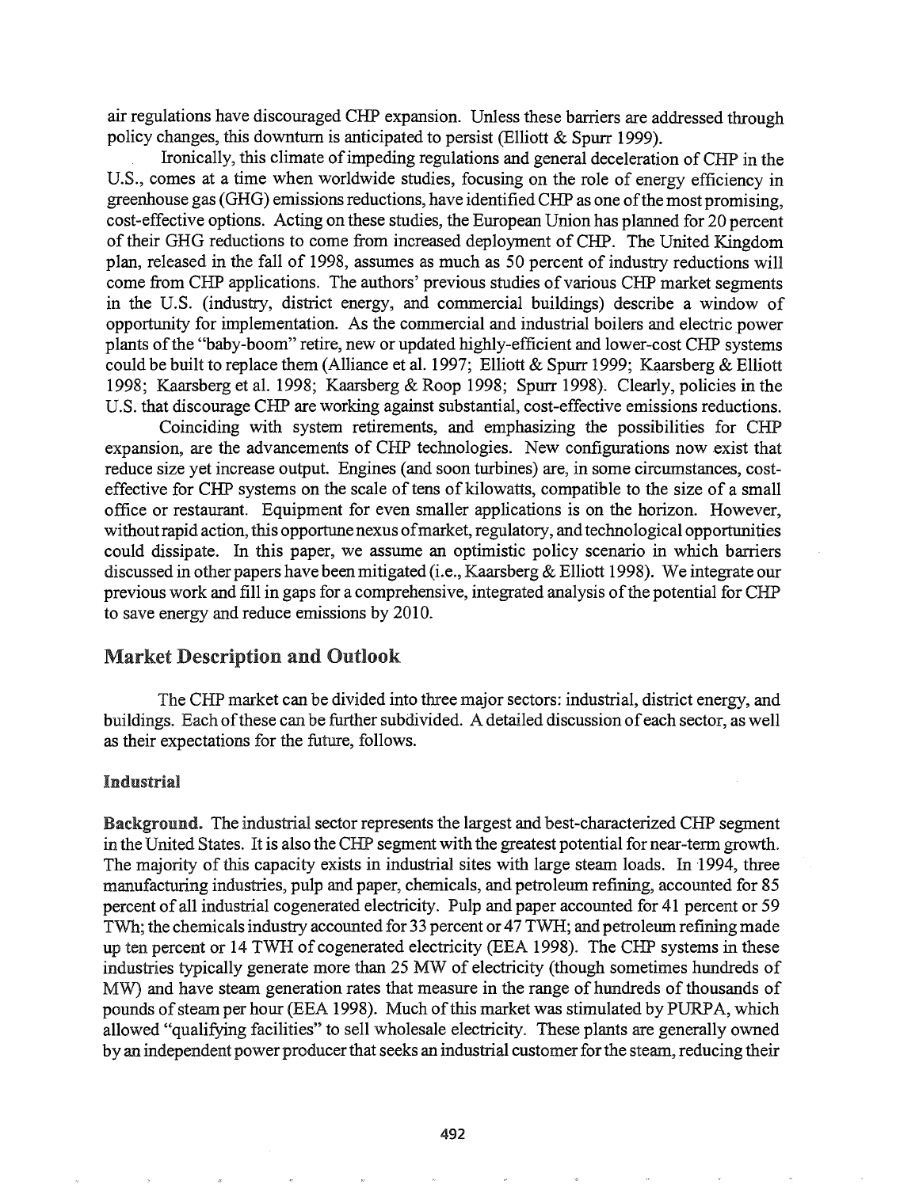air regulations have discouraged CHP expansion. Unless these barriers are addressed through policy changes, this downturn is anticipated to persist (Elliott & Spurr 1999).

Ironically, this climate of impeding regulations and general deceleration of CHP in the U.S., comes at a time when worldwide studies, focusing on the role of energy efficiency in greenhouse gas (GHG) emissions reductions, have identified CHP as one of the most promising, cost-effective options. Acting on these studies, the European Union has planned for 20 percent of their GHG reductions to come from increased deployment of CHP. The United Kingdom plan, released in the fall of 1998, assumes as much as 50 percent of industry reductions will come from CHP applications. The authors' previous studies of various CHP market segments in the U.S. (industry, district energy, and commercial buildings) describe a window of opportunity for implementation. As the commercial and industrial boilers and electric power plants of the "baby-boom" retire, new or updated highly-efficient and lower-cost CHP systems could be built to replace them (Alliance et al. 1997; Elliott & Spurr 1999; Kaarsberg & Elliott 1998; Kaarsberg et al. 1998; Kaarsberg & Roop 1998; Spurr 1998). Clearly, policies in the U.S. that discourage CHP are working against substantial, cost-effective emissions reductions.

Coinciding with system retirements, and emphasizing the possibilities for CHP expansion, are the advancements of CHP technologies. New configurations now exist that reduce size yet increase output. Engines (and soon turbines) are, in some circumstances, cost-effective for CHP systems on the scale of tens of kilowatts, compatible to the size of a small office or restaurant. Equipment for even smaller applications is on the horizon. However, without rapid action, this opportune nexus of market, regulatory, and technological opportunities could dissipate. In this paper, we assume an optimistic policy scenario in which barriers discussed in other papers have been mitigated (i.e., Kaarsberg & Elliott 1998). We integrate our previous work and fill in gaps for a comprehensive, integrated analysis of the potential for CHP to save energy and reduce emissions by 2010.

## Market Description and Outlook

The CHP market can be divided into three major sectors: industrial, district energy, and buildings. Each of these can be further subdivided. A detailed discussion of each sector, as well as their expectations for the future, follows.

### Industrial

**Background.** The industrial sector represents the largest and best-characterized CHP segment in the United States. It is also the CHP segment with the greatest potential for near-term growth. The majority of this capacity exists in industrial sites with large steam loads. In 1994, three manufacturing industries, pulp and paper, chemicals, and petroleum refining, accounted for 85 percent of all industrial cogenerated electricity. Pulp and paper accounted for 41 percent or 59 TWh; the chemicals industry accounted for 33 percent or 47 TWH; and petroleum refining made up ten percent or 14 TWH of cogenerated electricity (EEA 1998). The CHP systems in these industries typically generate more than 25 MW of electricity (though sometimes hundreds of MW) and have steam generation rates that measure in the range of hundreds of thousands of pounds of steam per hour (EEA 1998). Much of this market was stimulated by PURPA, which allowed "qualifying facilities" to sell wholesale electricity. These plants are generally owned by an independent power producer that seeks an industrial customer for the steam, reducing their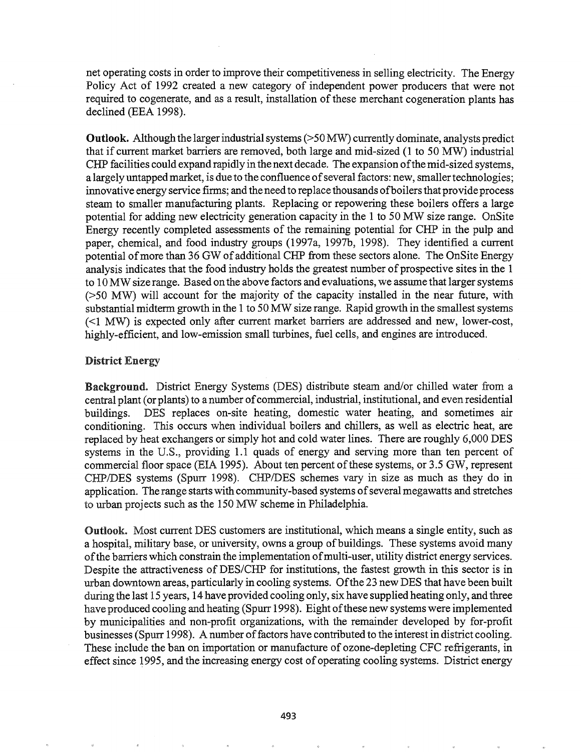net operating costs in order to improve their competitiveness in selling electricity. The Energy Policy Act of 1992 created a new category of independent power producers that were not required to cogenerate, and as a result, installation of these merchant cogeneration plants has declined (EEA 1998).

**Outlook.** Although the larger industrial systems (>50 MW) currently dominate, analysts predict that if current market barriers are removed, both large and mid-sized (1 to 50 MW) industrial CHP facilities could expand rapidly in the next decade. The expansion of the mid-sized systems, a largely untapped market, is due to the confluence of several factors: new, smaller technologies; innovative energy service firms; and the need to replace thousands of boilers that provide process steam to smaller manufacturing plants. Replacing or repowering these boilers offers a large potential for adding new electricity generation capacity in the 1 to 50 MW size range. OnSite Energy recently completed assessments of the remaining potential for CHP in the pulp and paper, chemical, and food industry groups (1997a, 1997b, 1998). They identified a current potential of more than 36 GW of additional CHP from these sectors alone. The OnSite Energy analysis indicates that the food industry holds the greatest number of prospective sites in the 1 to 10 MW size range. Based on the above factors and evaluations, we assume that larger systems (>50 MW) will account for the majority of the capacity installed in the near future, with substantial midterm growth in the 1 to 50 MW size range. Rapid growth in the smallest systems (<1 MW) is expected only after current market barriers are addressed and new, lower-cost, highly-efficient, and low-emission small turbines, fuel cells, and engines are introduced.

### District Energy

**Background.** District Energy Systems (DES) distribute steam and/or chilled water from a central plant (or plants) to a number of commercial, industrial, institutional, and even residential buildings. DES replaces on-site heating, domestic water heating, and sometimes air conditioning. This occurs when individual boilers and chillers, as well as electric heat, are replaced by heat exchangers or simply hot and cold water lines. There are roughly 6,000 DES systems in the U.S., providing 1.1 quads of energy and serving more than ten percent of commercial floor space (EIA 1995). About ten percent of these systems, or 3.5 GW, represent CHP/DES systems (Spurr 1998). CHP/DES schemes vary in size as much as they do in application. The range starts with community-based systems of several megawatts and stretches to urban projects such as the 150 MW scheme in Philadelphia.

**Outlook.** Most current DES customers are institutional, which means a single entity, such as a hospital, military base, or university, owns a group of buildings. These systems avoid many of the barriers which constrain the implementation of multi-user, utility district energy services. Despite the attractiveness of DES/CHP for institutions, the fastest growth in this sector is in urban downtown areas, particularly in cooling systems. Of the 23 new DES that have been built during the last 15 years, 14 have provided cooling only, six have supplied heating only, and three have produced cooling and heating (Spurr 1998). Eight of these new systems were implemented by municipalities and non-profit organizations, with the remainder developed by for-profit businesses (Spurr 1998). A number of factors have contributed to the interest in district cooling. These include the ban on importation or manufacture of ozone-depleting CFC refrigerants, in effect since 1995, and the increasing energy cost of operating cooling systems. District energy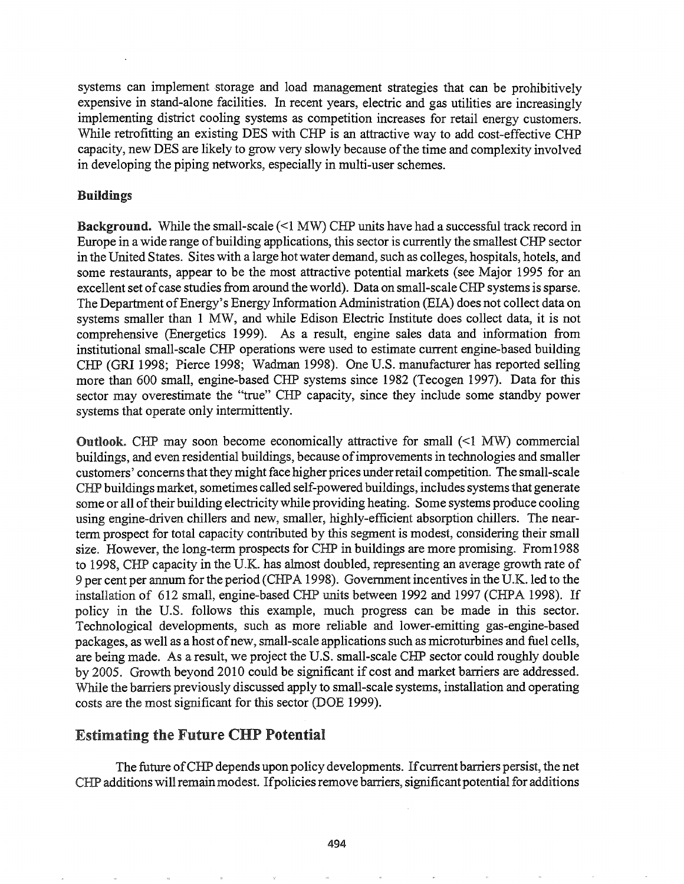systems can implement storage and load management strategies that can be prohibitively expensive in stand-alone facilities. In recent years, electric and gas utilities are increasingly implementing district cooling systems as competition increases for retail energy customers. While retrofitting an existing DES with CHP is an attractive way to add cost-effective CHP capacity, new DES are likely to grow very slowly because of the time and complexity involved in developing the piping networks, especially in multi-user schemes.

### Buildings

**Background.** While the small-scale (<1 MW) CHP units have had a successful track record in Europe in a wide range of building applications, this sector is currently the smallest CHP sector in the United States. Sites with a large hot water demand, such as colleges, hospitals, hotels, and some restaurants, appear to be the most attractive potential markets (see Major 1995 for an excellent set of case studies from around the world). Data on small-scale CHP systems is sparse. The Department of Energy's Energy Information Administration (EIA) does not collect data on systems smaller than 1 MW, and while Edison Electric Institute does collect data, it is not comprehensive (Energetics 1999). As a result, engine sales data and information from institutional small-scale CHP operations were used to estimate current engine-based building CHP (GRI 1998; Pierce 1998; Wadman 1998). One U.S. manufacturer has reported selling more than 600 small, engine-based CHP systems since 1982 (Tecogen 1997). Data for this sector may overestimate the "true" CHP capacity, since they include some standby power systems that operate only intermittently.

**Outlook.** CHP may soon become economically attractive for small (<1 MW) commercial buildings, and even residential buildings, because of improvements in technologies and smaller customers' concerns that they might face higher prices under retail competition. The small-scale CHP buildings market, sometimes called self-powered buildings, includes systems that generate some or all of their building electricity while providing heating. Some systems produce cooling using engine-driven chillers and new, smaller, highly-efficient absorption chillers. The near-term prospect for total capacity contributed by this segment is modest, considering their small size. However, the long-term prospects for CHP in buildings are more promising. From1988 to 1998, CHP capacity in the U.K. has almost doubled, representing an average growth rate of 9 per cent per annum for the period (CHPA 1998). Government incentives in the U.K. led to the installation of 612 small, engine-based CHP units between 1992 and 1997 (CHPA 1998). If policy in the U.S. follows this example, much progress can be made in this sector. Technological developments, such as more reliable and lower-emitting gas-engine-based packages, as well as a host of new, small-scale applications such as microturbines and fuel cells, are being made. As a result, we project the U.S. small-scale CHP sector could roughly double by 2005. Growth beyond 2010 could be significant if cost and market barriers are addressed. While the barriers previously discussed apply to small-scale systems, installation and operating costs are the most significant for this sector (DOE 1999).

## Estimating the Future CHP Potential

The future of CHP depends upon policy developments. If current barriers persist, the net CHP additions will remain modest. If policies remove barriers, significant potential for additions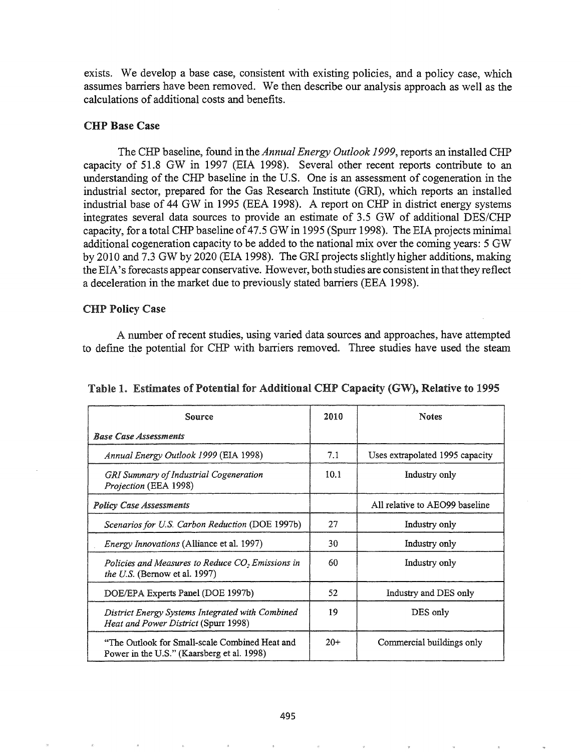exists. We develop a base case, consistent with existing policies, and a policy case, which assumes barriers have been removed. We then describe our analysis approach as well as the calculations of additional costs and benefits.

### CHP Base Case

The CHP baseline, found in the *Annual Energy Outlook 1999*, reports an installed CHP capacity of 51.8 GW in 1997 (EIA 1998). Several other recent reports contribute to an understanding of the CHP baseline in the U.S. One is an assessment of cogeneration in the industrial sector, prepared for the Gas Research Institute (GRI), which reports an installed industrial base of 44 GW in 1995 (EEA 1998). A report on CHP in district energy systems integrates several data sources to provide an estimate of 3.5 GW of additional DES/CHP capacity, for a total CHP baseline of 47.5 GW in 1995 (Spurr 1998). The EIA projects minimal additional cogeneration capacity to be added to the national mix over the coming years: 5 GW by 2010 and 7.3 GW by 2020 (EIA 1998). The GRI projects slightly higher additions, making the EIA's forecasts appear conservative. However, both studies are consistent in that they reflect a deceleration in the market due to previously stated barriers (EEA 1998).

### CHP Policy Case

A number of recent studies, using varied data sources and approaches, have attempted to define the potential for CHP with barriers removed. Three studies have used the steam

**Table 1. Estimates of Potential for Additional CHP Capacity (GW), Relative to 1995**

| Source | 2010 | Notes |
|---|---|---|
| *Base Case Assessments* | | |
| *Annual Energy Outlook 1999* (EIA 1998) | 7.1 | Uses extrapolated 1995 capacity |
| *GRI Summary of Industrial Cogeneration Projection* (EEA 1998) | 10.1 | Industry only |
| *Policy Case Assessments* | | All relative to AEO99 baseline |
| *Scenarios for U.S. Carbon Reduction* (DOE 1997b) | 27 | Industry only |
| *Energy Innovations* (Alliance et al. 1997) | 30 | Industry only |
| *Policies and Measures to Reduce $CO_2$ Emissions in the U.S.* (Bernow et al. 1997) | 60 | Industry only |
| DOE/EPA Experts Panel (DOE 1997b) | 52 | Industry and DES only |
| *District Energy Systems Integrated with Combined Heat and Power District* (Spurr 1998) | 19 | DES only |
| "The Outlook for Small-scale Combined Heat and Power in the U.S." (Kaarsberg et al. 1998) | 20+ | Commercial buildings only |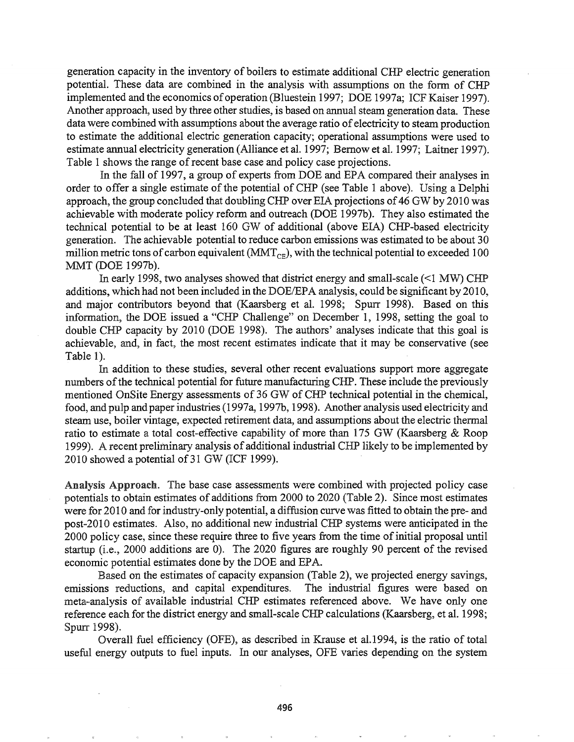generation capacity in the inventory of boilers to estimate additional CHP electric generation potential. These data are combined in the analysis with assumptions on the form of CHP implemented and the economics of operation (Bluestein 1997; DOE 1997a; ICF Kaiser 1997). Another approach, used by three other studies, is based on annual steam generation data. These data were combined with assumptions about the average ratio of electricity to steam production to estimate the additional electric generation capacity; operational assumptions were used to estimate annual electricity generation (Alliance et al. 1997; Bernow et al. 1997; Laitner 1997). Table 1 shows the range of recent base case and policy case projections.

In the fall of 1997, a group of experts from DOE and EPA compared their analyses in order to offer a single estimate of the potential of CHP (see Table 1 above). Using a Delphi approach, the group concluded that doubling CHP over EIA projections of 46 GW by 2010 was achievable with moderate policy reform and outreach (DOE 1997b). They also estimated the technical potential to be at least 160 GW of additional (above EIA) CHP-based electricity generation. The achievable potential to reduce carbon emissions was estimated to be about 30 million metric tons of carbon equivalent ($MMT_{CE}$), with the technical potential to exceeded 100 MMT (DOE 1997b).

In early 1998, two analyses showed that district energy and small-scale (<1 MW) CHP additions, which had not been included in the DOE/EPA analysis, could be significant by 2010, and major contributors beyond that (Kaarsberg et al. 1998; Spurr 1998). Based on this information, the DOE issued a "CHP Challenge" on December 1, 1998, setting the goal to double CHP capacity by 2010 (DOE 1998). The authors' analyses indicate that this goal is achievable, and, in fact, the most recent estimates indicate that it may be conservative (see Table 1).

In addition to these studies, several other recent evaluations support more aggregate numbers of the technical potential for future manufacturing CHP. These include the previously mentioned OnSite Energy assessments of 36 GW of CHP technical potential in the chemical, food, and pulp and paper industries (1997a, 1997b, 1998). Another analysis used electricity and steam use, boiler vintage, expected retirement data, and assumptions about the electric thermal ratio to estimate a total cost-effective capability of more than 175 GW (Kaarsberg & Roop 1999). A recent preliminary analysis of additional industrial CHP likely to be implemented by 2010 showed a potential of 31 GW (ICF 1999).

**Analysis Approach.** The base case assessments were combined with projected policy case potentials to obtain estimates of additions from 2000 to 2020 (Table 2). Since most estimates were for 2010 and for industry-only potential, a diffusion curve was fitted to obtain the pre- and post-2010 estimates. Also, no additional new industrial CHP systems were anticipated in the 2000 policy case, since these require three to five years from the time of initial proposal until startup (i.e., 2000 additions are 0). The 2020 figures are roughly 90 percent of the revised economic potential estimates done by the DOE and EPA.

Based on the estimates of capacity expansion (Table 2), we projected energy savings, emissions reductions, and capital expenditures. The industrial figures were based on meta-analysis of available industrial CHP estimates referenced above. We have only one reference each for the district energy and small-scale CHP calculations (Kaarsberg, et al. 1998; Spurr 1998).

Overall fuel efficiency (OFE), as described in Krause et al.1994, is the ratio of total useful energy outputs to fuel inputs. In our analyses, OFE varies depending on the system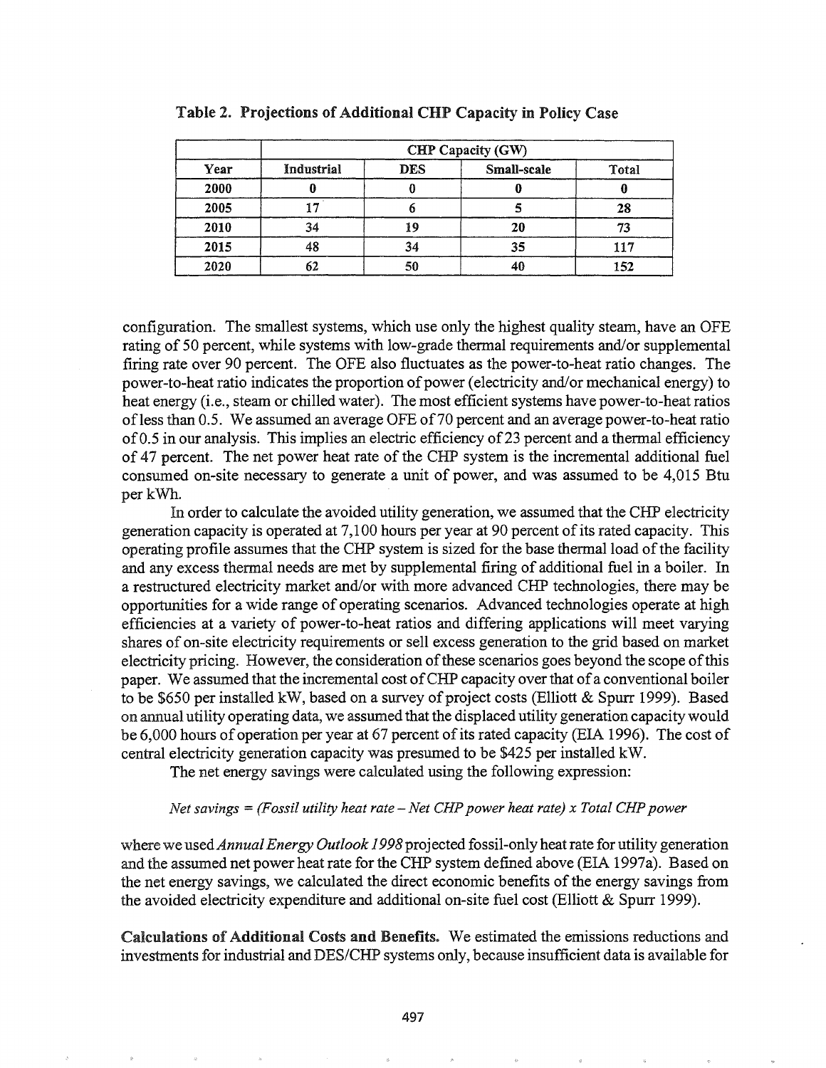**Table 2. Projections of Additional CHP Capacity in Policy Case**

| | CHP Capacity (GW) | | | |
|---|---|---|---|---|
| **Year** | **Industrial** | **DES** | **Small-scale** | **Total** |
| **2000** | **0** | **0** | **0** | **0** |
| **2005** | **17** | **6** | **5** | **28** |
| **2010** | **34** | **19** | **20** | **73** |
| **2015** | **48** | **34** | **35** | **117** |
| **2020** | **62** | **50** | **40** | **152** |

configuration. The smallest systems, which use only the highest quality steam, have an OFE rating of 50 percent, while systems with low-grade thermal requirements and/or supplemental firing rate over 90 percent. The OFE also fluctuates as the power-to-heat ratio changes. The power-to-heat ratio indicates the proportion of power (electricity and/or mechanical energy) to heat energy (i.e., steam or chilled water). The most efficient systems have power-to-heat ratios of less than 0.5. We assumed an average OFE of 70 percent and an average power-to-heat ratio of 0.5 in our analysis. This implies an electric efficiency of 23 percent and a thermal efficiency of 47 percent. The net power heat rate of the CHP system is the incremental additional fuel consumed on-site necessary to generate a unit of power, and was assumed to be 4,015 Btu per kWh.

In order to calculate the avoided utility generation, we assumed that the CHP electricity generation capacity is operated at 7,100 hours per year at 90 percent of its rated capacity. This operating profile assumes that the CHP system is sized for the base thermal load of the facility and any excess thermal needs are met by supplemental firing of additional fuel in a boiler. In a restructured electricity market and/or with more advanced CHP technologies, there may be opportunities for a wide range of operating scenarios. Advanced technologies operate at high efficiencies at a variety of power-to-heat ratios and differing applications will meet varying shares of on-site electricity requirements or sell excess generation to the grid based on market electricity pricing. However, the consideration of these scenarios goes beyond the scope of this paper. We assumed that the incremental cost of CHP capacity over that of a conventional boiler to be $650 per installed kW, based on a survey of project costs (Elliott & Spurr 1999). Based on annual utility operating data, we assumed that the displaced utility generation capacity would be 6,000 hours of operation per year at 67 percent of its rated capacity (EIA 1996). The cost of central electricity generation capacity was presumed to be $425 per installed kW.

The net energy savings were calculated using the following expression:

*Net savings = (Fossil utility heat rate – Net CHP power heat rate) x Total CHP power*

where we used *Annual Energy Outlook 1998* projected fossil-only heat rate for utility generation and the assumed net power heat rate for the CHP system defined above (EIA 1997a). Based on the net energy savings, we calculated the direct economic benefits of the energy savings from the avoided electricity expenditure and additional on-site fuel cost (Elliott & Spurr 1999).

**Calculations of Additional Costs and Benefits.** We estimated the emissions reductions and investments for industrial and DES/CHP systems only, because insufficient data is available for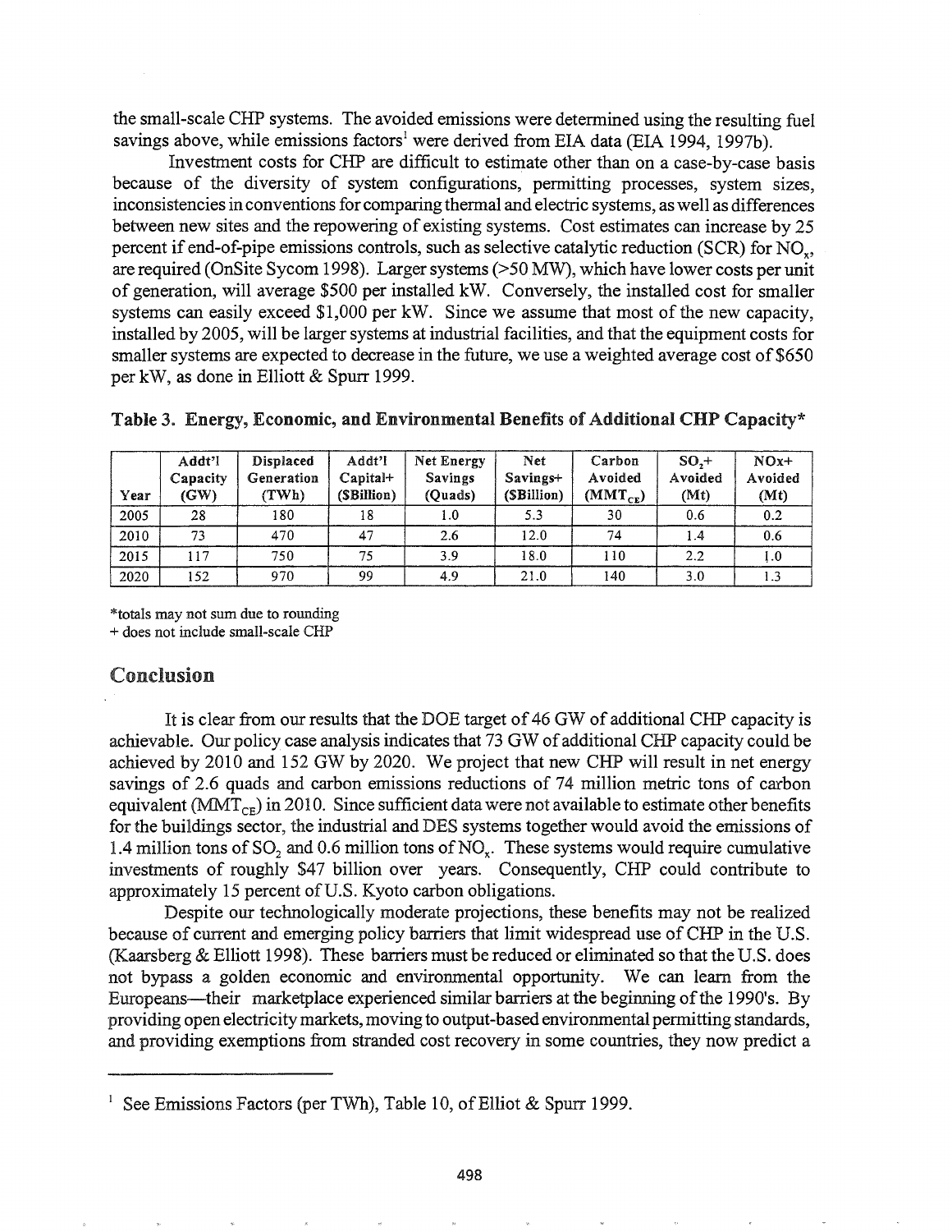the small-scale CHP systems. The avoided emissions were determined using the resulting fuel savings above, while emissions factors[1] were derived from EIA data (EIA 1994, 1997b).

Investment costs for CHP are difficult to estimate other than on a case-by-case basis because of the diversity of system configurations, permitting processes, system sizes, inconsistencies in conventions for comparing thermal and electric systems, as well as differences between new sites and the repowering of existing systems. Cost estimates can increase by 25 percent if end-of-pipe emissions controls, such as selective catalytic reduction (SCR) for $NO_x$, are required (OnSite Sycom 1998). Larger systems (>50 MW), which have lower costs per unit of generation, will average $500 per installed kW. Conversely, the installed cost for smaller systems can easily exceed $1,000 per kW. Since we assume that most of the new capacity, installed by 2005, will be larger systems at industrial facilities, and that the equipment costs for smaller systems are expected to decrease in the future, we use a weighted average cost of $650 per kW, as done in Elliott & Spurr 1999.

**Table 3. Energy, Economic, and Environmental Benefits of Additional CHP Capacity***

| Year | Addt'l Capacity (GW) | Displaced Generation (TWh) | Addt'l Capital+ ($Billion) | Net Energy Savings (Quads) | Net Savings+ ($Billion) | Carbon Avoided ($MMT_{CE}$) | $SO_2$+ Avoided (Mt) | NOx+ Avoided (Mt) |
|---|---|---|---|---|---|---|---|---|
| 2005 | 28 | 180 | 18 | 1.0 | 5.3 | 30 | 0.6 | 0.2 |
| 2010 | 73 | 470 | 47 | 2.6 | 12.0 | 74 | 1.4 | 0.6 |
| 2015 | 117 | 750 | 75 | 3.9 | 18.0 | 110 | 2.2 | 1.0 |
| 2020 | 152 | 970 | 99 | 4.9 | 21.0 | 140 | 3.0 | 1.3 |

*totals may not sum due to rounding
+ does not include small-scale CHP

## Conclusion

It is clear from our results that the DOE target of 46 GW of additional CHP capacity is achievable. Our policy case analysis indicates that 73 GW of additional CHP capacity could be achieved by 2010 and 152 GW by 2020. We project that new CHP will result in net energy savings of 2.6 quads and carbon emissions reductions of 74 million metric tons of carbon equivalent ($MMT_{CE}$) in 2010. Since sufficient data were not available to estimate other benefits for the buildings sector, the industrial and DES systems together would avoid the emissions of 1.4 million tons of $SO_2$ and 0.6 million tons of $NO_x$. These systems would require cumulative investments of roughly $47 billion over years. Consequently, CHP could contribute to approximately 15 percent of U.S. Kyoto carbon obligations.

Despite our technologically moderate projections, these benefits may not be realized because of current and emerging policy barriers that limit widespread use of CHP in the U.S. (Kaarsberg & Elliott 1998). These barriers must be reduced or eliminated so that the U.S. does not bypass a golden economic and environmental opportunity. We can learn from the Europeans—their marketplace experienced similar barriers at the beginning of the 1990's. By providing open electricity markets, moving to output-based environmental permitting standards, and providing exemptions from stranded cost recovery in some countries, they now predict a

[1] See Emissions Factors (per TWh), Table 10, of Elliot & Spurr 1999.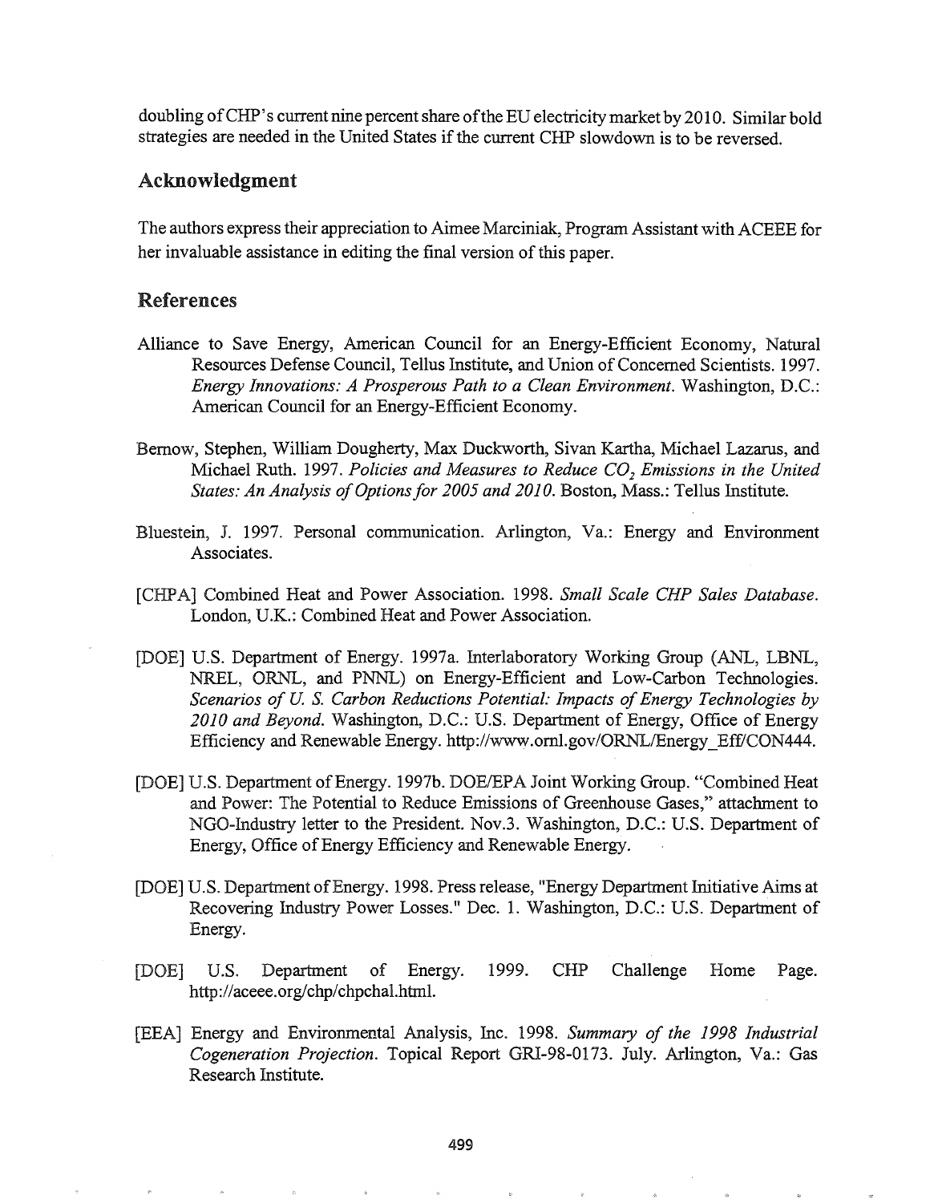doubling of CHP's current nine percent share of the EU electricity market by 2010. Similar bold strategies are needed in the United States if the current CHP slowdown is to be reversed.

## Acknowledgment

The authors express their appreciation to Aimee Marciniak, Program Assistant with ACEEE for her invaluable assistance in editing the final version of this paper.

## References

Alliance to Save Energy, American Council for an Energy-Efficient Economy, Natural Resources Defense Council, Tellus Institute, and Union of Concerned Scientists. 1997. *Energy Innovations: A Prosperous Path to a Clean Environment*. Washington, D.C.: American Council for an Energy-Efficient Economy.

Bernow, Stephen, William Dougherty, Max Duckworth, Sivan Kartha, Michael Lazarus, and Michael Ruth. 1997. *Policies and Measures to Reduce $CO_2$ Emissions in the United States: An Analysis of Options for 2005 and 2010*. Boston, Mass.: Tellus Institute.

Bluestein, J. 1997. Personal communication. Arlington, Va.: Energy and Environment Associates.

[CHPA] Combined Heat and Power Association. 1998. *Small Scale CHP Sales Database*. London, U.K.: Combined Heat and Power Association.

[DOE] U.S. Department of Energy. 1997a. Interlaboratory Working Group (ANL, LBNL, NREL, ORNL, and PNNL) on Energy-Efficient and Low-Carbon Technologies. *Scenarios of U. S. Carbon Reductions Potential: Impacts of Energy Technologies by 2010 and Beyond*. Washington, D.C.: U.S. Department of Energy, Office of Energy Efficiency and Renewable Energy. http://www.ornl.gov/ORNL/Energy_Eff/CON444.

[DOE] U.S. Department of Energy. 1997b. DOE/EPA Joint Working Group. "Combined Heat and Power: The Potential to Reduce Emissions of Greenhouse Gases," attachment to NGO-Industry letter to the President. Nov.3. Washington, D.C.: U.S. Department of Energy, Office of Energy Efficiency and Renewable Energy.

[DOE] U.S. Department of Energy. 1998. Press release, "Energy Department Initiative Aims at Recovering Industry Power Losses." Dec. 1. Washington, D.C.: U.S. Department of Energy.

[DOE] U.S. Department of Energy. 1999. CHP Challenge Home Page. http://aceee.org/chp/chpchal.html.

[EEA] Energy and Environmental Analysis, Inc. 1998. *Summary of the 1998 Industrial Cogeneration Projection*. Topical Report GRI-98-0173. July. Arlington, Va.: Gas Research Institute.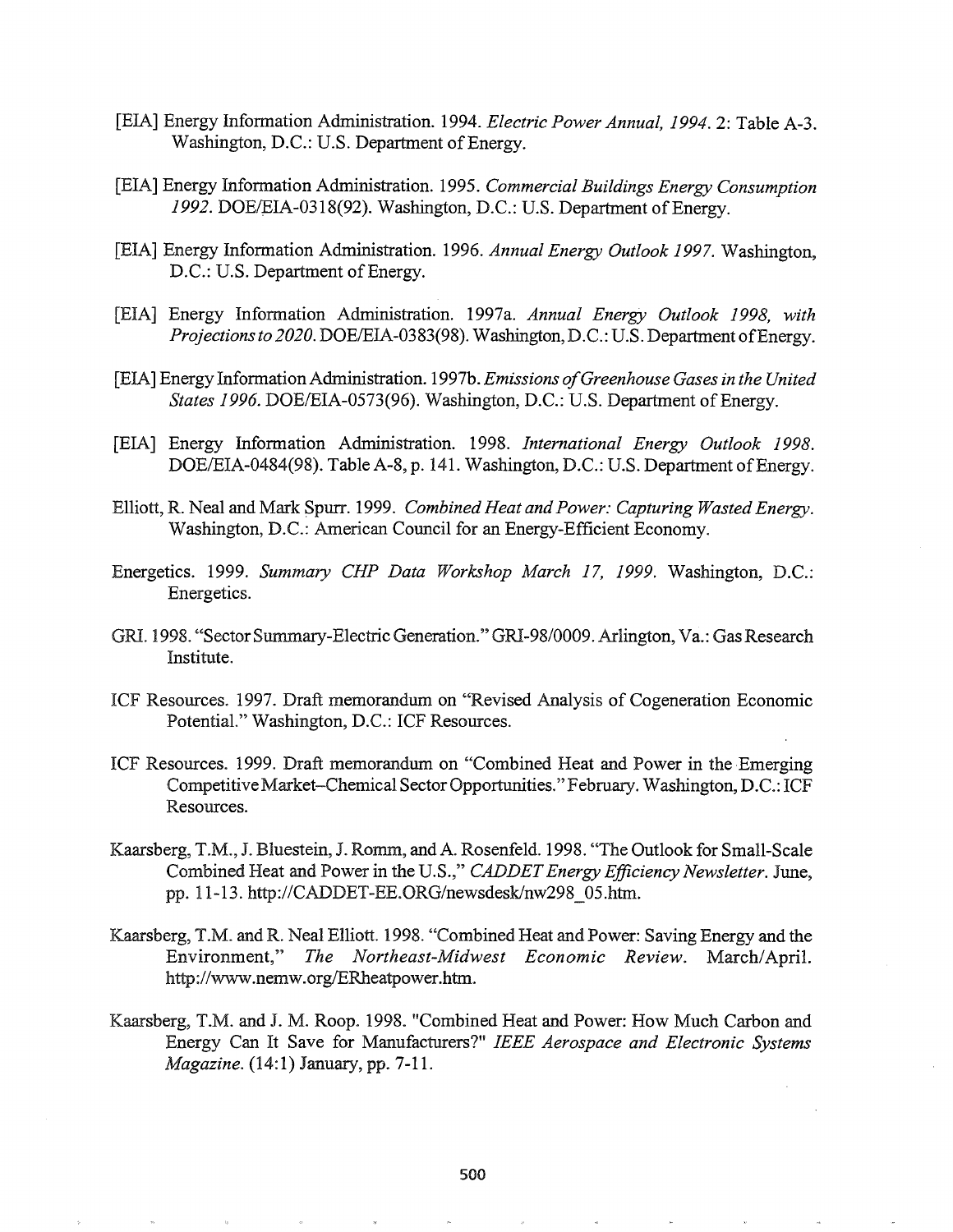[EIA] Energy Information Administration. 1994. *Electric Power Annual, 1994*. 2: Table A-3. Washington, D.C.: U.S. Department of Energy.

[EIA] Energy Information Administration. 1995. *Commercial Buildings Energy Consumption 1992*. DOE/EIA-0318(92). Washington, D.C.: U.S. Department of Energy.

[EIA] Energy Information Administration. 1996. *Annual Energy Outlook 1997*. Washington, D.C.: U.S. Department of Energy.

[EIA] Energy Information Administration. 1997a. *Annual Energy Outlook 1998, with Projections to 2020*. DOE/EIA-0383(98). Washington, D.C.: U.S. Department of Energy.

[EIA] Energy Information Administration. 1997b. *Emissions of Greenhouse Gases in the United States 1996*. DOE/EIA-0573(96). Washington, D.C.: U.S. Department of Energy.

[EIA] Energy Information Administration. 1998. *International Energy Outlook 1998*. DOE/EIA-0484(98). Table A-8, p. 141. Washington, D.C.: U.S. Department of Energy.

Elliott, R. Neal and Mark Spurr. 1999. *Combined Heat and Power: Capturing Wasted Energy*. Washington, D.C.: American Council for an Energy-Efficient Economy.

Energetics. 1999. *Summary CHP Data Workshop March 17, 1999*. Washington, D.C.: Energetics.

GRI. 1998. "Sector Summary-Electric Generation." GRI-98/0009. Arlington, Va.: Gas Research Institute.

ICF Resources. 1997. Draft memorandum on "Revised Analysis of Cogeneration Economic Potential." Washington, D.C.: ICF Resources.

ICF Resources. 1999. Draft memorandum on "Combined Heat and Power in the Emerging Competitive Market–Chemical Sector Opportunities." February. Washington, D.C.: ICF Resources.

Kaarsberg, T.M., J. Bluestein, J. Romm, and A. Rosenfeld. 1998. "The Outlook for Small-Scale Combined Heat and Power in the U.S.," *CADDET Energy Efficiency Newsletter*. June, pp. 11-13. http://CADDET-EE.ORG/newsdesk/nw298_05.htm.

Kaarsberg, T.M. and R. Neal Elliott. 1998. "Combined Heat and Power: Saving Energy and the Environment," *The Northeast-Midwest Economic Review*. March/April. http://www.nemw.org/ERheatpower.htm.

Kaarsberg, T.M. and J. M. Roop. 1998. "Combined Heat and Power: How Much Carbon and Energy Can It Save for Manufacturers?" *IEEE Aerospace and Electronic Systems Magazine*. (14:1) January, pp. 7-11.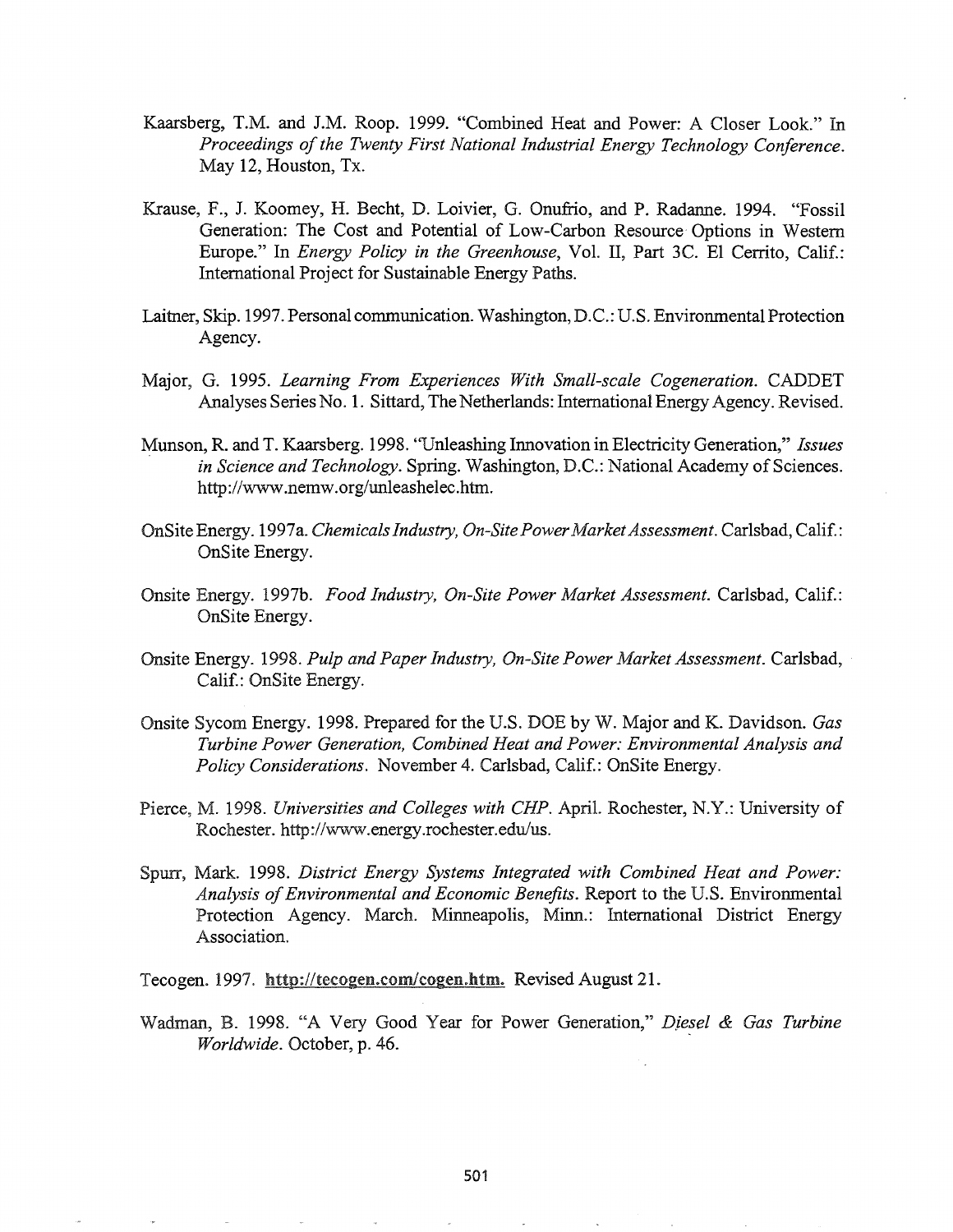Kaarsberg, T.M. and J.M. Roop. 1999. "Combined Heat and Power: A Closer Look." In *Proceedings of the Twenty First National Industrial Energy Technology Conference*. May 12, Houston, Tx.

Krause, F., J. Koomey, H. Becht, D. Loivier, G. Onufrio, and P. Radanne. 1994. "Fossil Generation: The Cost and Potential of Low-Carbon Resource Options in Western Europe." In *Energy Policy in the Greenhouse*, Vol. II, Part 3C. El Cerrito, Calif.: International Project for Sustainable Energy Paths.

Laitner, Skip. 1997. Personal communication. Washington, D.C.: U.S. Environmental Protection Agency.

Major, G. 1995. *Learning From Experiences With Small-scale Cogeneration*. CADDET Analyses Series No. 1. Sittard, The Netherlands: International Energy Agency. Revised.

Munson, R. and T. Kaarsberg. 1998. "Unleashing Innovation in Electricity Generation," *Issues in Science and Technology*. Spring. Washington, D.C.: National Academy of Sciences. http://www.nemw.org/unleashelec.htm.

OnSite Energy. 1997a. *Chemicals Industry, On-Site Power Market Assessment*. Carlsbad, Calif.: OnSite Energy.

Onsite Energy. 1997b. *Food Industry, On-Site Power Market Assessment*. Carlsbad, Calif.: OnSite Energy.

Onsite Energy. 1998. *Pulp and Paper Industry, On-Site Power Market Assessment*. Carlsbad, Calif.: OnSite Energy.

Onsite Sycom Energy. 1998. Prepared for the U.S. DOE by W. Major and K. Davidson. *Gas Turbine Power Generation, Combined Heat and Power: Environmental Analysis and Policy Considerations*. November 4. Carlsbad, Calif.: OnSite Energy.

Pierce, M. 1998. *Universities and Colleges with CHP*. April. Rochester, N.Y.: University of Rochester. http://www.energy.rochester.edu/us.

Spurr, Mark. 1998. *District Energy Systems Integrated with Combined Heat and Power: Analysis of Environmental and Economic Benefits*. Report to the U.S. Environmental Protection Agency. March. Minneapolis, Minn.: International District Energy Association.

Tecogen. 1997. http://tecogen.com/cogen.htm. Revised August 21.

Wadman, B. 1998. "A Very Good Year for Power Generation," *Diesel & Gas Turbine Worldwide*. October, p. 46.